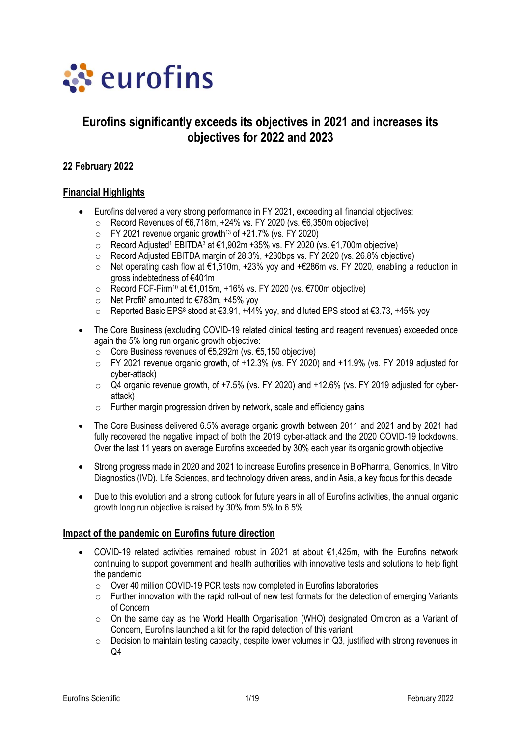eurofins

# Eurofins significantly exceeds its objectives in 2021 and increases its objectives for 2022 and 2023

**22 February 2022**

## Financial Highlights

- Eurofins delivered a very strong performance in FY 2021, exceeding all financial objectives:
  - Record Revenues of €6,718m, +24% vs. FY 2020 (vs. €6,350m objective)
  - FY 2021 revenue organic growth[13] of +21.7% (vs. FY 2020)
  - Record Adjusted[1] EBITDA[3] at €1,902m +35% vs. FY 2020 (vs. €1,700m objective)
  - Record Adjusted EBITDA margin of 28.3%, +230bps vs. FY 2020 (vs. 26.8% objective)
  - Net operating cash flow at €1,510m, +23% yoy and +€286m vs. FY 2020, enabling a reduction in gross indebtedness of €401m
  - Record FCF-Firm[10] at €1,015m, +16% vs. FY 2020 (vs. €700m objective)
  - Net Profit[7] amounted to €783m, +45% yoy
  - Reported Basic EPS[8] stood at €3.91, +44% yoy, and diluted EPS stood at €3.73, +45% yoy
- The Core Business (excluding COVID-19 related clinical testing and reagent revenues) exceeded once again the 5% long run organic growth objective:
  - Core Business revenues of €5,292m (vs. €5,150 objective)
  - FY 2021 revenue organic growth, of +12.3% (vs. FY 2020) and +11.9% (vs. FY 2019 adjusted for cyber-attack)
  - Q4 organic revenue growth, of +7.5% (vs. FY 2020) and +12.6% (vs. FY 2019 adjusted for cyber-attack)
  - Further margin progression driven by network, scale and efficiency gains
- The Core Business delivered 6.5% average organic growth between 2011 and 2021 and by 2021 had fully recovered the negative impact of both the 2019 cyber-attack and the 2020 COVID-19 lockdowns. Over the last 11 years on average Eurofins exceeded by 30% each year its organic growth objective
- Strong progress made in 2020 and 2021 to increase Eurofins presence in BioPharma, Genomics, In Vitro Diagnostics (IVD), Life Sciences, and technology driven areas, and in Asia, a key focus for this decade
- Due to this evolution and a strong outlook for future years in all of Eurofins activities, the annual organic growth long run objective is raised by 30% from 5% to 6.5%

## Impact of the pandemic on Eurofins future direction

- COVID-19 related activities remained robust in 2021 at about €1,425m, with the Eurofins network continuing to support government and health authorities with innovative tests and solutions to help fight the pandemic
  - Over 40 million COVID-19 PCR tests now completed in Eurofins laboratories
  - Further innovation with the rapid roll-out of new test formats for the detection of emerging Variants of Concern
  - On the same day as the World Health Organisation (WHO) designated Omicron as a Variant of Concern, Eurofins launched a kit for the rapid detection of this variant
  - Decision to maintain testing capacity, despite lower volumes in Q3, justified with strong revenues in Q4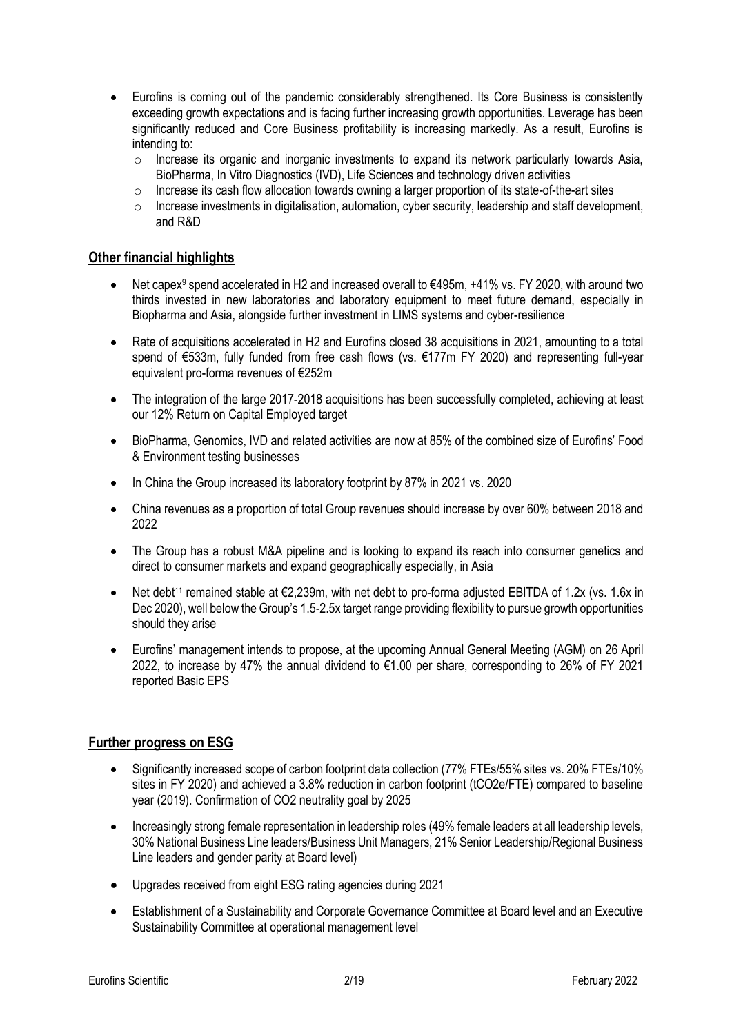- Eurofins is coming out of the pandemic considerably strengthened. Its Core Business is consistently exceeding growth expectations and is facing further increasing growth opportunities. Leverage has been significantly reduced and Core Business profitability is increasing markedly. As a result, Eurofins is intending to:
  - Increase its organic and inorganic investments to expand its network particularly towards Asia, BioPharma, In Vitro Diagnostics (IVD), Life Sciences and technology driven activities
  - Increase its cash flow allocation towards owning a larger proportion of its state-of-the-art sites
  - Increase investments in digitalisation, automation, cyber security, leadership and staff development, and R&D

## Other financial highlights

- Net capex[9] spend accelerated in H2 and increased overall to €495m, +41% vs. FY 2020, with around two thirds invested in new laboratories and laboratory equipment to meet future demand, especially in Biopharma and Asia, alongside further investment in LIMS systems and cyber-resilience
- Rate of acquisitions accelerated in H2 and Eurofins closed 38 acquisitions in 2021, amounting to a total spend of €533m, fully funded from free cash flows (vs. €177m FY 2020) and representing full-year equivalent pro-forma revenues of €252m
- The integration of the large 2017-2018 acquisitions has been successfully completed, achieving at least our 12% Return on Capital Employed target
- BioPharma, Genomics, IVD and related activities are now at 85% of the combined size of Eurofins' Food & Environment testing businesses
- In China the Group increased its laboratory footprint by 87% in 2021 vs. 2020
- China revenues as a proportion of total Group revenues should increase by over 60% between 2018 and 2022
- The Group has a robust M&A pipeline and is looking to expand its reach into consumer genetics and direct to consumer markets and expand geographically especially, in Asia
- Net debt[11] remained stable at €2,239m, with net debt to pro-forma adjusted EBITDA of 1.2x (vs. 1.6x in Dec 2020), well below the Group's 1.5-2.5x target range providing flexibility to pursue growth opportunities should they arise
- Eurofins' management intends to propose, at the upcoming Annual General Meeting (AGM) on 26 April 2022, to increase by 47% the annual dividend to €1.00 per share, corresponding to 26% of FY 2021 reported Basic EPS

## Further progress on ESG

- Significantly increased scope of carbon footprint data collection (77% FTEs/55% sites vs. 20% FTEs/10% sites in FY 2020) and achieved a 3.8% reduction in carbon footprint ($tCO_2e$/FTE) compared to baseline year (2019). Confirmation of $CO_2$ neutrality goal by 2025
- Increasingly strong female representation in leadership roles (49% female leaders at all leadership levels, 30% National Business Line leaders/Business Unit Managers, 21% Senior Leadership/Regional Business Line leaders and gender parity at Board level)
- Upgrades received from eight ESG rating agencies during 2021
- Establishment of a Sustainability and Corporate Governance Committee at Board level and an Executive Sustainability Committee at operational management level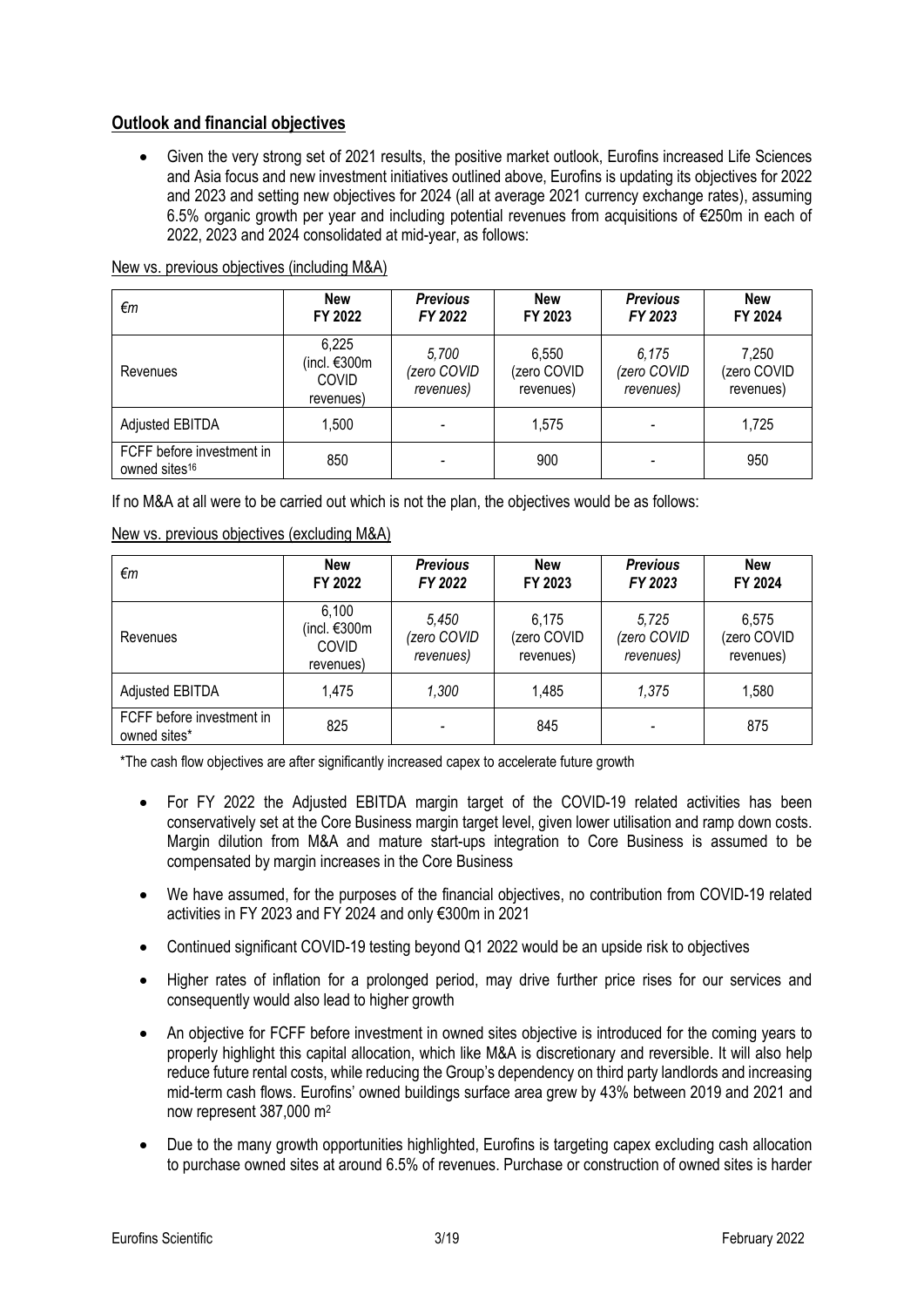## Outlook and financial objectives

- Given the very strong set of 2021 results, the positive market outlook, Eurofins increased Life Sciences and Asia focus and new investment initiatives outlined above, Eurofins is updating its objectives for 2022 and 2023 and setting new objectives for 2024 (all at average 2021 currency exchange rates), assuming 6.5% organic growth per year and including potential revenues from acquisitions of €250m in each of 2022, 2023 and 2024 consolidated at mid-year, as follows:

New vs. previous objectives (including M&A)

| €m | New FY 2022 | *Previous FY 2022* | New FY 2023 | *Previous FY 2023* | New FY 2024 |
|---|---|---|---|---|---|
| Revenues | 6,225 (incl. €300m COVID revenues) | *5,700 (zero COVID revenues)* | 6,550 (zero COVID revenues) | *6,175 (zero COVID revenues)* | 7,250 (zero COVID revenues) |
| Adjusted EBITDA | 1,500 | - | 1,575 | - | 1,725 |
| FCFF before investment in owned sites[16] | 850 | - | 900 | - | 950 |

If no M&A at all were to be carried out which is not the plan, the objectives would be as follows:

New vs. previous objectives (excluding M&A)

| €m | New FY 2022 | *Previous FY 2022* | New FY 2023 | *Previous FY 2023* | New FY 2024 |
|---|---|---|---|---|---|
| Revenues | 6,100 (incl. €300m COVID revenues) | *5,450 (zero COVID revenues)* | 6,175 (zero COVID revenues) | *5,725 (zero COVID revenues)* | 6,575 (zero COVID revenues) |
| Adjusted EBITDA | 1,475 | *1,300* | 1,485 | *1,375* | 1,580 |
| FCFF before investment in owned sites* | 825 | - | 845 | - | 875 |

*The cash flow objectives are after significantly increased capex to accelerate future growth

- For FY 2022 the Adjusted EBITDA margin target of the COVID-19 related activities has been conservatively set at the Core Business margin target level, given lower utilisation and ramp down costs. Margin dilution from M&A and mature start-ups integration to Core Business is assumed to be compensated by margin increases in the Core Business
- We have assumed, for the purposes of the financial objectives, no contribution from COVID-19 related activities in FY 2023 and FY 2024 and only €300m in 2021
- Continued significant COVID-19 testing beyond Q1 2022 would be an upside risk to objectives
- Higher rates of inflation for a prolonged period, may drive further price rises for our services and consequently would also lead to higher growth
- An objective for FCFF before investment in owned sites objective is introduced for the coming years to properly highlight this capital allocation, which like M&A is discretionary and reversible. It will also help reduce future rental costs, while reducing the Group's dependency on third party landlords and increasing mid-term cash flows. Eurofins' owned buildings surface area grew by 43% between 2019 and 2021 and now represent 387,000 m²
- Due to the many growth opportunities highlighted, Eurofins is targeting capex excluding cash allocation to purchase owned sites at around 6.5% of revenues. Purchase or construction of owned sites is harder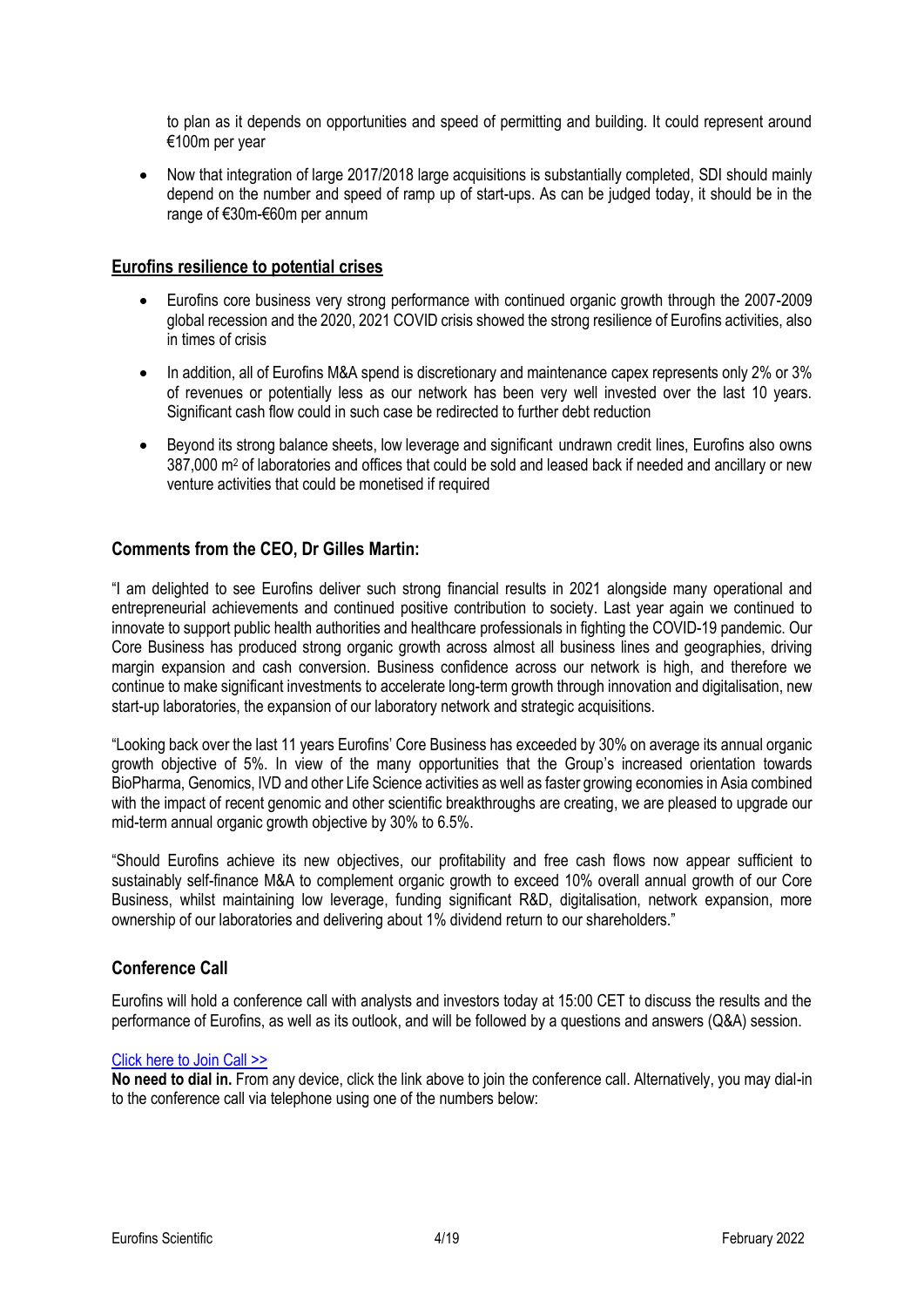to plan as it depends on opportunities and speed of permitting and building. It could represent around €100m per year

- Now that integration of large 2017/2018 large acquisitions is substantially completed, SDI should mainly depend on the number and speed of ramp up of start-ups. As can be judged today, it should be in the range of €30m-€60m per annum

**Eurofins resilience to potential crises**

- Eurofins core business very strong performance with continued organic growth through the 2007-2009 global recession and the 2020, 2021 COVID crisis showed the strong resilience of Eurofins activities, also in times of crisis
- In addition, all of Eurofins M&A spend is discretionary and maintenance capex represents only 2% or 3% of revenues or potentially less as our network has been very well invested over the last 10 years. Significant cash flow could in such case be redirected to further debt reduction
- Beyond its strong balance sheets, low leverage and significant undrawn credit lines, Eurofins also owns 387,000 m$^2$ of laboratories and offices that could be sold and leased back if needed and ancillary or new venture activities that could be monetised if required

## Comments from the CEO, Dr Gilles Martin:

"I am delighted to see Eurofins deliver such strong financial results in 2021 alongside many operational and entrepreneurial achievements and continued positive contribution to society. Last year again we continued to innovate to support public health authorities and healthcare professionals in fighting the COVID-19 pandemic. Our Core Business has produced strong organic growth across almost all business lines and geographies, driving margin expansion and cash conversion. Business confidence across our network is high, and therefore we continue to make significant investments to accelerate long-term growth through innovation and digitalisation, new start-up laboratories, the expansion of our laboratory network and strategic acquisitions.

"Looking back over the last 11 years Eurofins' Core Business has exceeded by 30% on average its annual organic growth objective of 5%. In view of the many opportunities that the Group's increased orientation towards BioPharma, Genomics, IVD and other Life Science activities as well as faster growing economies in Asia combined with the impact of recent genomic and other scientific breakthroughs are creating, we are pleased to upgrade our mid-term annual organic growth objective by 30% to 6.5%.

"Should Eurofins achieve its new objectives, our profitability and free cash flows now appear sufficient to sustainably self-finance M&A to complement organic growth to exceed 10% overall annual growth of our Core Business, whilst maintaining low leverage, funding significant R&D, digitalisation, network expansion, more ownership of our laboratories and delivering about 1% dividend return to our shareholders."

## Conference Call

Eurofins will hold a conference call with analysts and investors today at 15:00 CET to discuss the results and the performance of Eurofins, as well as its outlook, and will be followed by a questions and answers (Q&A) session.

Click here to Join Call >>

**No need to dial in.** From any device, click the link above to join the conference call. Alternatively, you may dial-in to the conference call via telephone using one of the numbers below: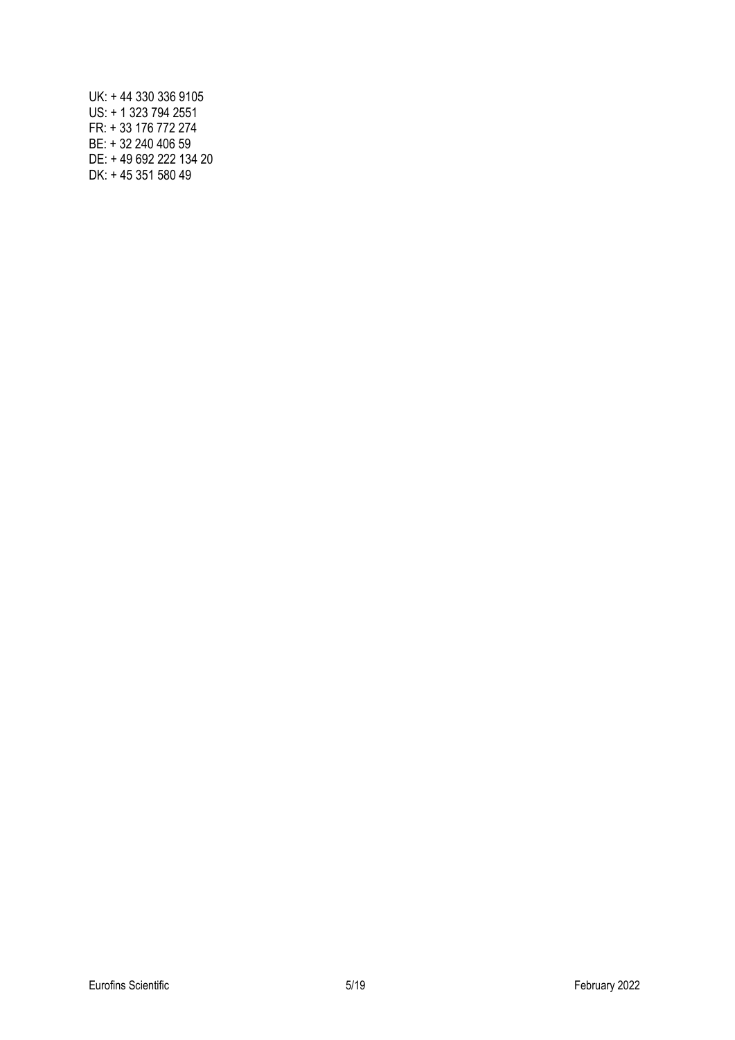UK: + 44 330 336 9105
US: + 1 323 794 2551
FR: + 33 176 772 274
BE: + 32 240 406 59
DE: + 49 692 222 134 20
DK: + 45 351 580 49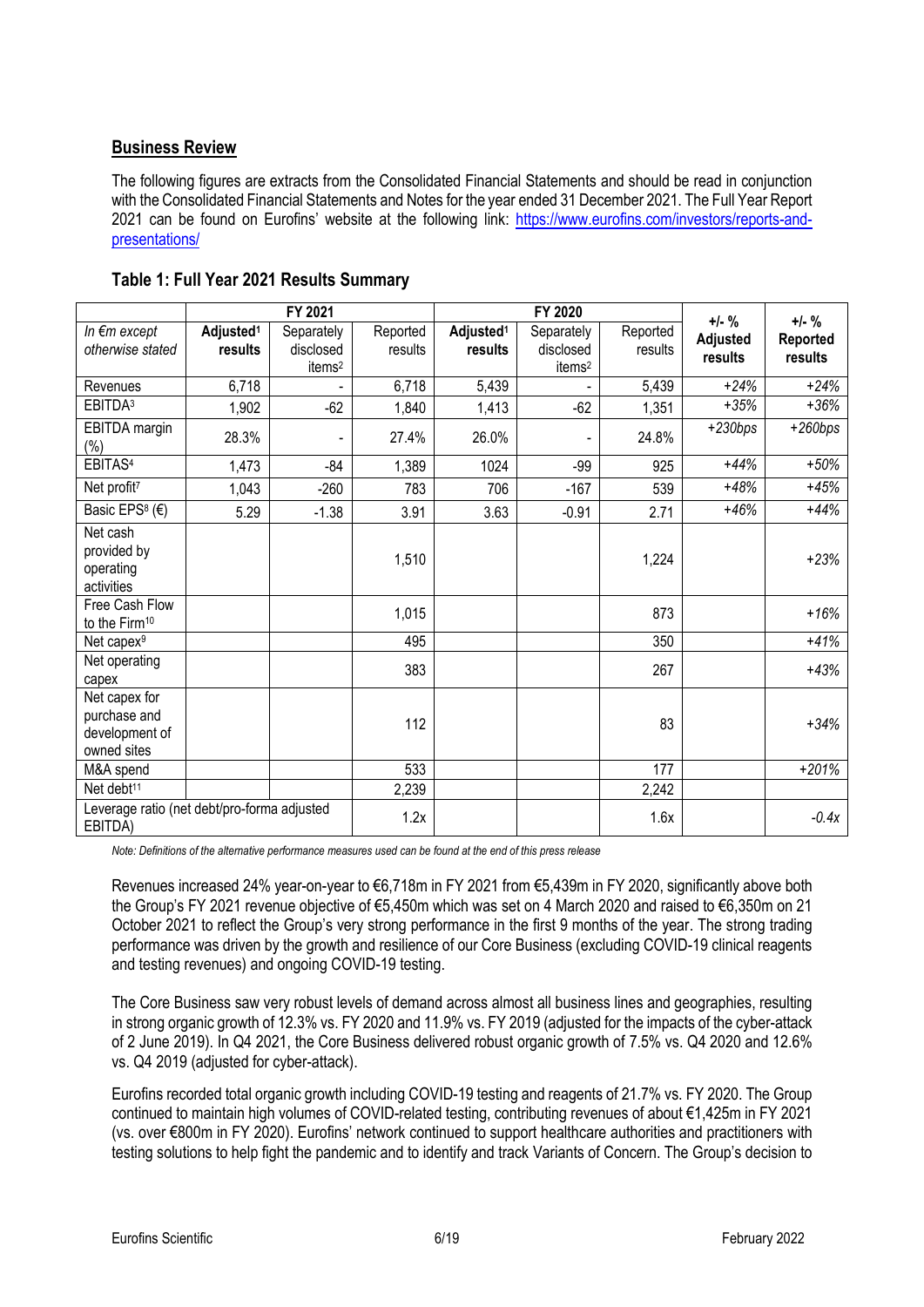## Business Review

The following figures are extracts from the Consolidated Financial Statements and should be read in conjunction with the Consolidated Financial Statements and Notes for the year ended 31 December 2021. The Full Year Report 2021 can be found on Eurofins' website at the following link: https://www.eurofins.com/investors/reports-and-presentations/

### Table 1: Full Year 2021 Results Summary

| | FY 2021 | | | FY 2020 | | | +/- % Adjusted results | +/- % Reported results |
|---|---|---|---|---|---|---|---|---|
| *In €m except otherwise stated* | **Adjusted[1] results** | Separately disclosed items[2] | Reported results | **Adjusted[1] results** | Separately disclosed items[2] | Reported results | | |
| Revenues | 6,718 | - | 6,718 | 5,439 | - | 5,439 | *+24%* | *+24%* |
| EBITDA[3] | 1,902 | -62 | 1,840 | 1,413 | -62 | 1,351 | *+35%* | *+36%* |
| EBITDA margin (%) | 28.3% | - | 27.4% | 26.0% | - | 24.8% | *+230bps* | *+260bps* |
| EBITAS[4] | 1,473 | -84 | 1,389 | 1024 | -99 | 925 | *+44%* | *+50%* |
| Net profit[7] | 1,043 | -260 | 783 | 706 | -167 | 539 | *+48%* | *+45%* |
| Basic EPS[8] (€) | 5.29 | -1.38 | 3.91 | 3.63 | -0.91 | 2.71 | *+46%* | *+44%* |
| Net cash provided by operating activities | | | 1,510 | | | 1,224 | | *+23%* |
| Free Cash Flow to the Firm[10] | | | 1,015 | | | 873 | | *+16%* |
| Net capex[9] | | | 495 | | | 350 | | *+41%* |
| Net operating capex | | | 383 | | | 267 | | *+43%* |
| Net capex for purchase and development of owned sites | | | 112 | | | 83 | | *+34%* |
| M&A spend | | | 533 | | | 177 | | *+201%* |
| Net debt[11] | | | 2,239 | | | 2,242 | | |
| Leverage ratio (net debt/pro-forma adjusted EBITDA) | | | 1.2x | | | 1.6x | | *-0.4x* |

*Note: Definitions of the alternative performance measures used can be found at the end of this press release*

Revenues increased 24% year-on-year to €6,718m in FY 2021 from €5,439m in FY 2020, significantly above both the Group's FY 2021 revenue objective of €5,450m which was set on 4 March 2020 and raised to €6,350m on 21 October 2021 to reflect the Group's very strong performance in the first 9 months of the year. The strong trading performance was driven by the growth and resilience of our Core Business (excluding COVID-19 clinical reagents and testing revenues) and ongoing COVID-19 testing.

The Core Business saw very robust levels of demand across almost all business lines and geographies, resulting in strong organic growth of 12.3% vs. FY 2020 and 11.9% vs. FY 2019 (adjusted for the impacts of the cyber-attack of 2 June 2019). In Q4 2021, the Core Business delivered robust organic growth of 7.5% vs. Q4 2020 and 12.6% vs. Q4 2019 (adjusted for cyber-attack).

Eurofins recorded total organic growth including COVID-19 testing and reagents of 21.7% vs. FY 2020. The Group continued to maintain high volumes of COVID-related testing, contributing revenues of about €1,425m in FY 2021 (vs. over €800m in FY 2020). Eurofins' network continued to support healthcare authorities and practitioners with testing solutions to help fight the pandemic and to identify and track Variants of Concern. The Group's decision to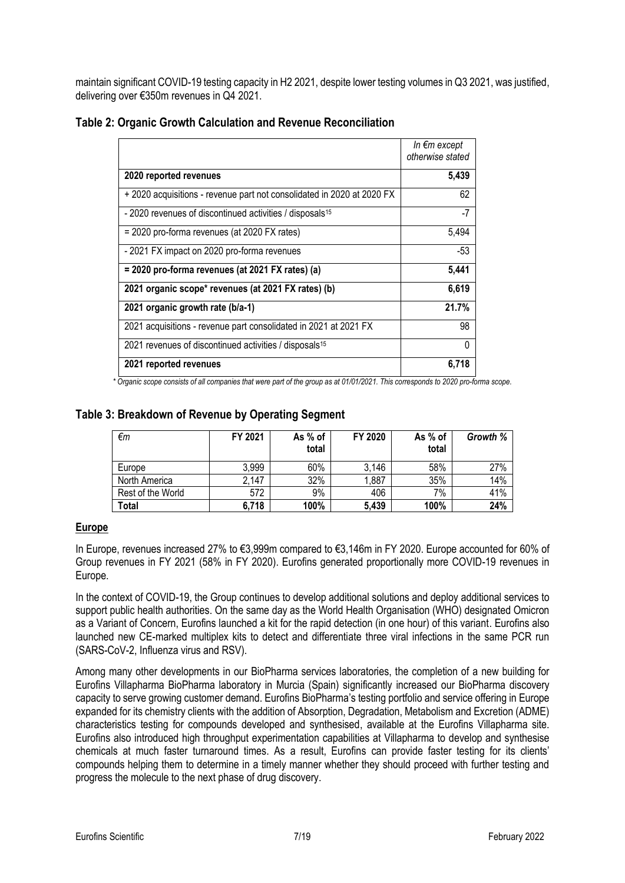maintain significant COVID-19 testing capacity in H2 2021, despite lower testing volumes in Q3 2021, was justified, delivering over €350m revenues in Q4 2021.

## Table 2: Organic Growth Calculation and Revenue Reconciliation

| | *In €m except otherwise stated* |
|---|---|
| **2020 reported revenues** | **5,439** |
| + 2020 acquisitions - revenue part not consolidated in 2020 at 2020 FX | 62 |
| - 2020 revenues of discontinued activities / disposals[15] | -7 |
| = 2020 pro-forma revenues (at 2020 FX rates) | 5,494 |
| - 2021 FX impact on 2020 pro-forma revenues | -53 |
| **= 2020 pro-forma revenues (at 2021 FX rates) (a)** | **5,441** |
| **2021 organic scope* revenues (at 2021 FX rates) (b)** | **6,619** |
| **2021 organic growth rate (b/a-1)** | **21.7%** |
| 2021 acquisitions - revenue part consolidated in 2021 at 2021 FX | 98 |
| 2021 revenues of discontinued activities / disposals[15] | 0 |
| **2021 reported revenues** | **6,718** |

*\* Organic scope consists of all companies that were part of the group as at 01/01/2021. This corresponds to 2020 pro-forma scope.*

## Table 3: Breakdown of Revenue by Operating Segment

| *€m* | FY 2021 | As % of total | FY 2020 | As % of total | *Growth %* |
|---|---|---|---|---|---|
| Europe | 3,999 | 60% | 3,146 | 58% | 27% |
| North America | 2,147 | 32% | 1,887 | 35% | 14% |
| Rest of the World | 572 | 9% | 406 | 7% | 41% |
| **Total** | **6,718** | **100%** | **5,439** | **100%** | **24%** |

### Europe

In Europe, revenues increased 27% to €3,999m compared to €3,146m in FY 2020. Europe accounted for 60% of Group revenues in FY 2021 (58% in FY 2020). Eurofins generated proportionally more COVID-19 revenues in Europe.

In the context of COVID-19, the Group continues to develop additional solutions and deploy additional services to support public health authorities. On the same day as the World Health Organisation (WHO) designated Omicron as a Variant of Concern, Eurofins launched a kit for the rapid detection (in one hour) of this variant. Eurofins also launched new CE-marked multiplex kits to detect and differentiate three viral infections in the same PCR run (SARS-CoV-2, Influenza virus and RSV).

Among many other developments in our BioPharma services laboratories, the completion of a new building for Eurofins Villapharma BioPharma laboratory in Murcia (Spain) significantly increased our BioPharma discovery capacity to serve growing customer demand. Eurofins BioPharma's testing portfolio and service offering in Europe expanded for its chemistry clients with the addition of Absorption, Degradation, Metabolism and Excretion (ADME) characteristics testing for compounds developed and synthesised, available at the Eurofins Villapharma site. Eurofins also introduced high throughput experimentation capabilities at Villapharma to develop and synthesise chemicals at much faster turnaround times. As a result, Eurofins can provide faster testing for its clients' compounds helping them to determine in a timely manner whether they should proceed with further testing and progress the molecule to the next phase of drug discovery.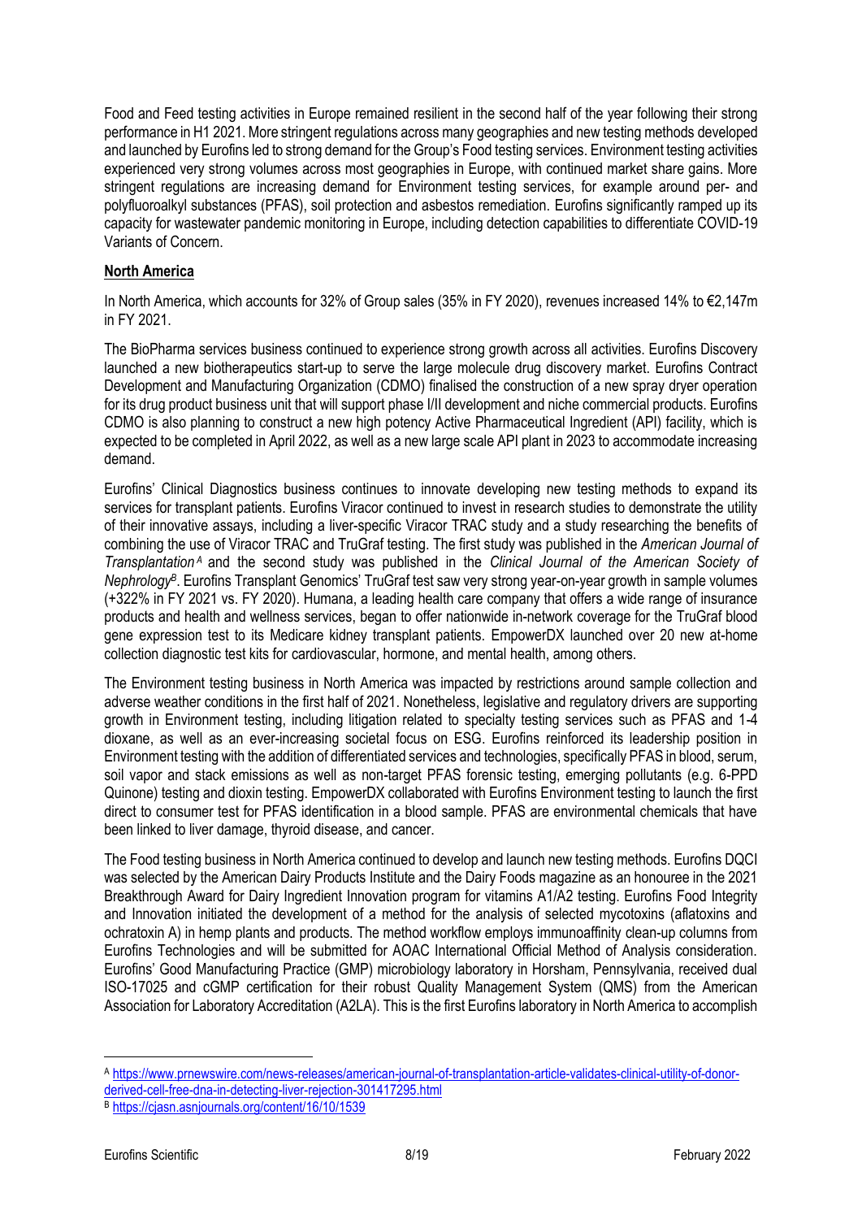Food and Feed testing activities in Europe remained resilient in the second half of the year following their strong performance in H1 2021. More stringent regulations across many geographies and new testing methods developed and launched by Eurofins led to strong demand for the Group's Food testing services. Environment testing activities experienced very strong volumes across most geographies in Europe, with continued market share gains. More stringent regulations are increasing demand for Environment testing services, for example around per- and polyfluoroalkyl substances (PFAS), soil protection and asbestos remediation. Eurofins significantly ramped up its capacity for wastewater pandemic monitoring in Europe, including detection capabilities to differentiate COVID-19 Variants of Concern.

**North America**

In North America, which accounts for 32% of Group sales (35% in FY 2020), revenues increased 14% to €2,147m in FY 2021.

The BioPharma services business continued to experience strong growth across all activities. Eurofins Discovery launched a new biotherapeutics start-up to serve the large molecule drug discovery market. Eurofins Contract Development and Manufacturing Organization (CDMO) finalised the construction of a new spray dryer operation for its drug product business unit that will support phase I/II development and niche commercial products. Eurofins CDMO is also planning to construct a new high potency Active Pharmaceutical Ingredient (API) facility, which is expected to be completed in April 2022, as well as a new large scale API plant in 2023 to accommodate increasing demand.

Eurofins' Clinical Diagnostics business continues to innovate developing new testing methods to expand its services for transplant patients. Eurofins Viracor continued to invest in research studies to demonstrate the utility of their innovative assays, including a liver-specific Viracor TRAC study and a study researching the benefits of combining the use of Viracor TRAC and TruGraf testing. The first study was published in the *American Journal of Transplantation*[A] and the second study was published in the *Clinical Journal of the American Society of Nephrology*[B]. Eurofins Transplant Genomics' TruGraf test saw very strong year-on-year growth in sample volumes (+322% in FY 2021 vs. FY 2020). Humana, a leading health care company that offers a wide range of insurance products and health and wellness services, began to offer nationwide in-network coverage for the TruGraf blood gene expression test to its Medicare kidney transplant patients. EmpowerDX launched over 20 new at-home collection diagnostic test kits for cardiovascular, hormone, and mental health, among others.

The Environment testing business in North America was impacted by restrictions around sample collection and adverse weather conditions in the first half of 2021. Nonetheless, legislative and regulatory drivers are supporting growth in Environment testing, including litigation related to specialty testing services such as PFAS and 1-4 dioxane, as well as an ever-increasing societal focus on ESG. Eurofins reinforced its leadership position in Environment testing with the addition of differentiated services and technologies, specifically PFAS in blood, serum, soil vapor and stack emissions as well as non-target PFAS forensic testing, emerging pollutants (e.g. 6-PPD Quinone) testing and dioxin testing. EmpowerDX collaborated with Eurofins Environment testing to launch the first direct to consumer test for PFAS identification in a blood sample. PFAS are environmental chemicals that have been linked to liver damage, thyroid disease, and cancer.

The Food testing business in North America continued to develop and launch new testing methods. Eurofins DQCI was selected by the American Dairy Products Institute and the Dairy Foods magazine as an honouree in the 2021 Breakthrough Award for Dairy Ingredient Innovation program for vitamins A1/A2 testing. Eurofins Food Integrity and Innovation initiated the development of a method for the analysis of selected mycotoxins (aflatoxins and ochratoxin A) in hemp plants and products. The method workflow employs immunoaffinity clean-up columns from Eurofins Technologies and will be submitted for AOAC International Official Method of Analysis consideration. Eurofins' Good Manufacturing Practice (GMP) microbiology laboratory in Horsham, Pennsylvania, received dual ISO-17025 and cGMP certification for their robust Quality Management System (QMS) from the American Association for Laboratory Accreditation (A2LA). This is the first Eurofins laboratory in North America to accomplish

---

[A] https://www.prnewswire.com/news-releases/american-journal-of-transplantation-article-validates-clinical-utility-of-donor-derived-cell-free-dna-in-detecting-liver-rejection-301417295.html

[B] https://cjasn.asnjournals.org/content/16/10/1539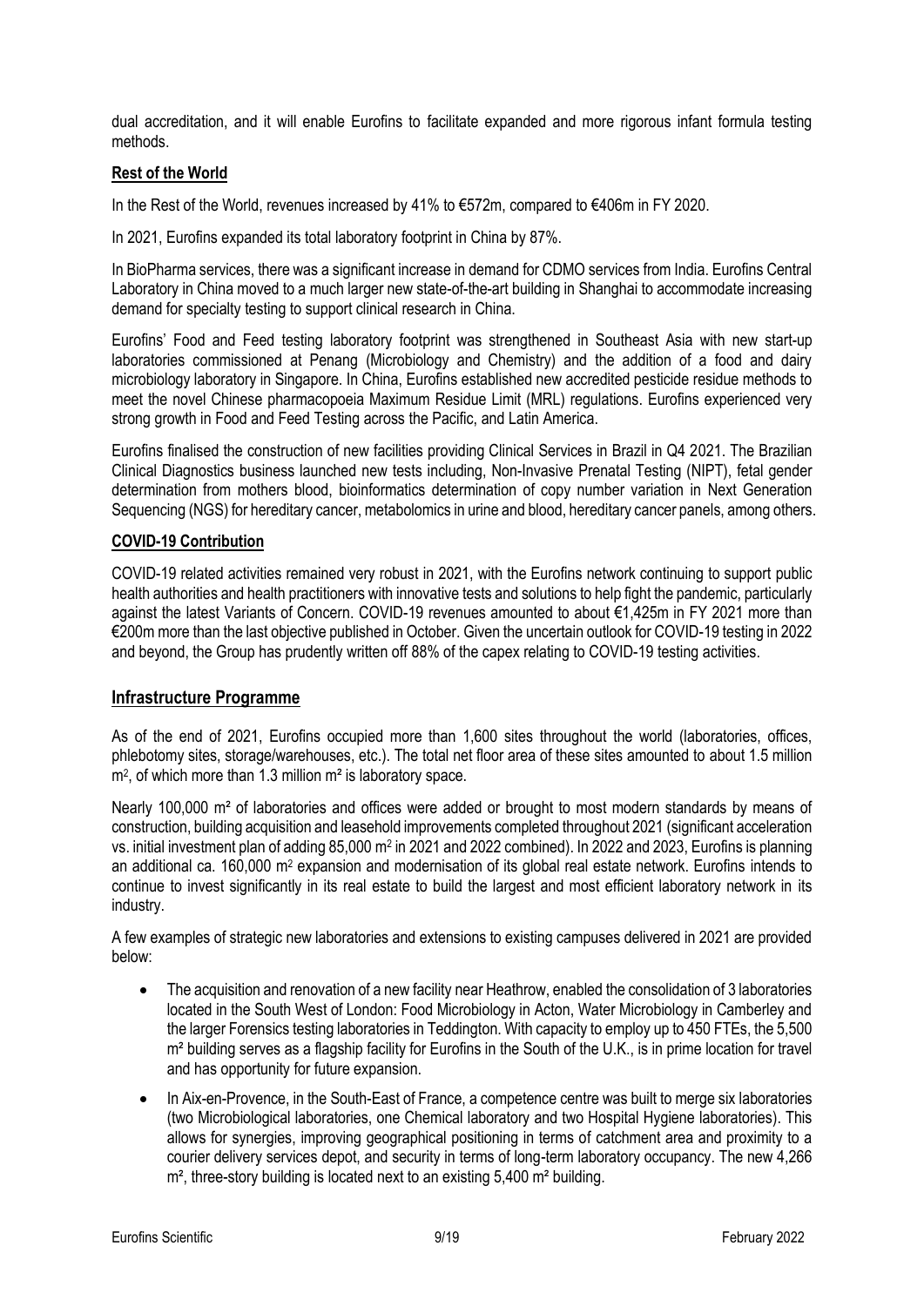dual accreditation, and it will enable Eurofins to facilitate expanded and more rigorous infant formula testing methods.

**Rest of the World**

In the Rest of the World, revenues increased by 41% to €572m, compared to €406m in FY 2020.

In 2021, Eurofins expanded its total laboratory footprint in China by 87%.

In BioPharma services, there was a significant increase in demand for CDMO services from India. Eurofins Central Laboratory in China moved to a much larger new state-of-the-art building in Shanghai to accommodate increasing demand for specialty testing to support clinical research in China.

Eurofins' Food and Feed testing laboratory footprint was strengthened in Southeast Asia with new start-up laboratories commissioned at Penang (Microbiology and Chemistry) and the addition of a food and dairy microbiology laboratory in Singapore. In China, Eurofins established new accredited pesticide residue methods to meet the novel Chinese pharmacopoeia Maximum Residue Limit (MRL) regulations. Eurofins experienced very strong growth in Food and Feed Testing across the Pacific, and Latin America.

Eurofins finalised the construction of new facilities providing Clinical Services in Brazil in Q4 2021. The Brazilian Clinical Diagnostics business launched new tests including, Non-Invasive Prenatal Testing (NIPT), fetal gender determination from mothers blood, bioinformatics determination of copy number variation in Next Generation Sequencing (NGS) for hereditary cancer, metabolomics in urine and blood, hereditary cancer panels, among others.

**COVID-19 Contribution**

COVID-19 related activities remained very robust in 2021, with the Eurofins network continuing to support public health authorities and health practitioners with innovative tests and solutions to help fight the pandemic, particularly against the latest Variants of Concern. COVID-19 revenues amounted to about €1,425m in FY 2021 more than €200m more than the last objective published in October. Given the uncertain outlook for COVID-19 testing in 2022 and beyond, the Group has prudently written off 88% of the capex relating to COVID-19 testing activities.

## Infrastructure Programme

As of the end of 2021, Eurofins occupied more than 1,600 sites throughout the world (laboratories, offices, phlebotomy sites, storage/warehouses, etc.). The total net floor area of these sites amounted to about 1.5 million $m^2$, of which more than 1.3 million $m^2$ is laboratory space.

Nearly 100,000 $m^2$ of laboratories and offices were added or brought to most modern standards by means of construction, building acquisition and leasehold improvements completed throughout 2021 (significant acceleration vs. initial investment plan of adding 85,000 $m^2$ in 2021 and 2022 combined). In 2022 and 2023, Eurofins is planning an additional ca. 160,000 $m^2$ expansion and modernisation of its global real estate network. Eurofins intends to continue to invest significantly in its real estate to build the largest and most efficient laboratory network in its industry.

A few examples of strategic new laboratories and extensions to existing campuses delivered in 2021 are provided below:

- The acquisition and renovation of a new facility near Heathrow, enabled the consolidation of 3 laboratories located in the South West of London: Food Microbiology in Acton, Water Microbiology in Camberley and the larger Forensics testing laboratories in Teddington. With capacity to employ up to 450 FTEs, the 5,500 $m^2$ building serves as a flagship facility for Eurofins in the South of the U.K., is in prime location for travel and has opportunity for future expansion.
- In Aix-en-Provence, in the South-East of France, a competence centre was built to merge six laboratories (two Microbiological laboratories, one Chemical laboratory and two Hospital Hygiene laboratories). This allows for synergies, improving geographical positioning in terms of catchment area and proximity to a courier delivery services depot, and security in terms of long-term laboratory occupancy. The new 4,266 $m^2$, three-story building is located next to an existing 5,400 $m^2$ building.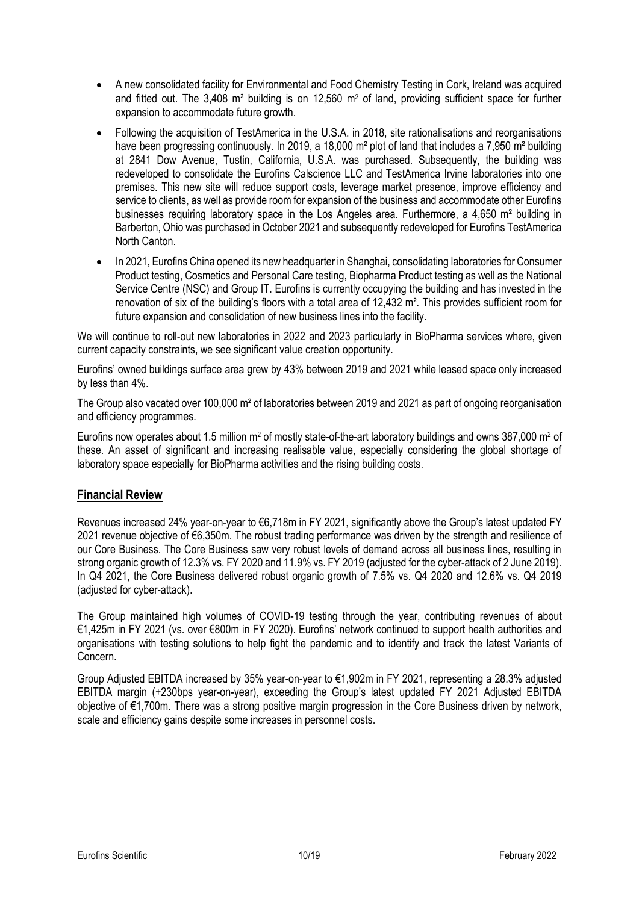- A new consolidated facility for Environmental and Food Chemistry Testing in Cork, Ireland was acquired and fitted out. The 3,408 m² building is on 12,560 m² of land, providing sufficient space for further expansion to accommodate future growth.
- Following the acquisition of TestAmerica in the U.S.A. in 2018, site rationalisations and reorganisations have been progressing continuously. In 2019, a 18,000 m² plot of land that includes a 7,950 m² building at 2841 Dow Avenue, Tustin, California, U.S.A. was purchased. Subsequently, the building was redeveloped to consolidate the Eurofins Calscience LLC and TestAmerica Irvine laboratories into one premises. This new site will reduce support costs, leverage market presence, improve efficiency and service to clients, as well as provide room for expansion of the business and accommodate other Eurofins businesses requiring laboratory space in the Los Angeles area. Furthermore, a 4,650 m² building in Barberton, Ohio was purchased in October 2021 and subsequently redeveloped for Eurofins TestAmerica North Canton.
- In 2021, Eurofins China opened its new headquarter in Shanghai, consolidating laboratories for Consumer Product testing, Cosmetics and Personal Care testing, Biopharma Product testing as well as the National Service Centre (NSC) and Group IT. Eurofins is currently occupying the building and has invested in the renovation of six of the building's floors with a total area of 12,432 m². This provides sufficient room for future expansion and consolidation of new business lines into the facility.

We will continue to roll-out new laboratories in 2022 and 2023 particularly in BioPharma services where, given current capacity constraints, we see significant value creation opportunity.

Eurofins' owned buildings surface area grew by 43% between 2019 and 2021 while leased space only increased by less than 4%.

The Group also vacated over 100,000 m² of laboratories between 2019 and 2021 as part of ongoing reorganisation and efficiency programmes.

Eurofins now operates about 1.5 million m² of mostly state-of-the-art laboratory buildings and owns 387,000 m² of these. An asset of significant and increasing realisable value, especially considering the global shortage of laboratory space especially for BioPharma activities and the rising building costs.

## Financial Review

Revenues increased 24% year-on-year to €6,718m in FY 2021, significantly above the Group's latest updated FY 2021 revenue objective of €6,350m. The robust trading performance was driven by the strength and resilience of our Core Business. The Core Business saw very robust levels of demand across all business lines, resulting in strong organic growth of 12.3% vs. FY 2020 and 11.9% vs. FY 2019 (adjusted for the cyber-attack of 2 June 2019). In Q4 2021, the Core Business delivered robust organic growth of 7.5% vs. Q4 2020 and 12.6% vs. Q4 2019 (adjusted for cyber-attack).

The Group maintained high volumes of COVID-19 testing through the year, contributing revenues of about €1,425m in FY 2021 (vs. over €800m in FY 2020). Eurofins' network continued to support health authorities and organisations with testing solutions to help fight the pandemic and to identify and track the latest Variants of Concern.

Group Adjusted EBITDA increased by 35% year-on-year to €1,902m in FY 2021, representing a 28.3% adjusted EBITDA margin (+230bps year-on-year), exceeding the Group's latest updated FY 2021 Adjusted EBITDA objective of €1,700m. There was a strong positive margin progression in the Core Business driven by network, scale and efficiency gains despite some increases in personnel costs.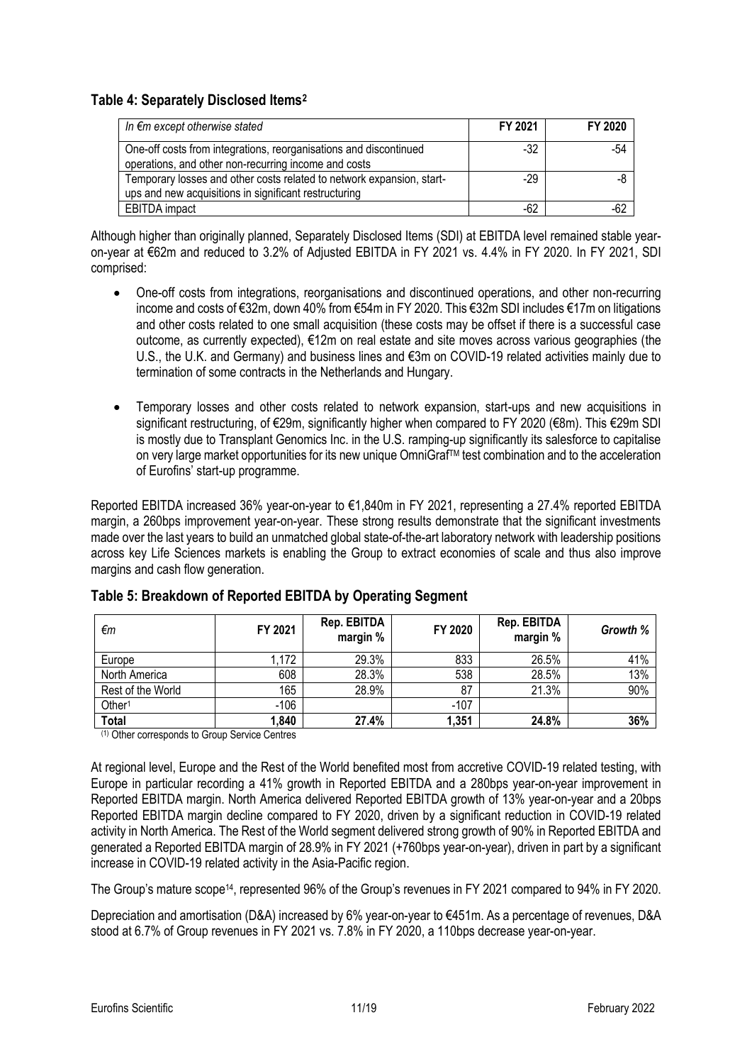### Table 4: Separately Disclosed Items[2]

| *In €m except otherwise stated* | FY 2021 | FY 2020 |
|---|---|---|
| One-off costs from integrations, reorganisations and discontinued operations, and other non-recurring income and costs | -32 | -54 |
| Temporary losses and other costs related to network expansion, start-ups and new acquisitions in significant restructuring | -29 | -8 |
| EBITDA impact | -62 | -62 |

Although higher than originally planned, Separately Disclosed Items (SDI) at EBITDA level remained stable year-on-year at €62m and reduced to 3.2% of Adjusted EBITDA in FY 2021 vs. 4.4% in FY 2020. In FY 2021, SDI comprised:

- One-off costs from integrations, reorganisations and discontinued operations, and other non-recurring income and costs of €32m, down 40% from €54m in FY 2020. This €32m SDI includes €17m on litigations and other costs related to one small acquisition (these costs may be offset if there is a successful case outcome, as currently expected), €12m on real estate and site moves across various geographies (the U.S., the U.K. and Germany) and business lines and €3m on COVID-19 related activities mainly due to termination of some contracts in the Netherlands and Hungary.

- Temporary losses and other costs related to network expansion, start-ups and new acquisitions in significant restructuring, of €29m, significantly higher when compared to FY 2020 (€8m). This €29m SDI is mostly due to Transplant Genomics Inc. in the U.S. ramping-up significantly its salesforce to capitalise on very large market opportunities for its new unique OmniGraf™ test combination and to the acceleration of Eurofins' start-up programme.

Reported EBITDA increased 36% year-on-year to €1,840m in FY 2021, representing a 27.4% reported EBITDA margin, a 260bps improvement year-on-year. These strong results demonstrate that the significant investments made over the last years to build an unmatched global state-of-the-art laboratory network with leadership positions across key Life Sciences markets is enabling the Group to extract economies of scale and thus also improve margins and cash flow generation.

### Table 5: Breakdown of Reported EBITDA by Operating Segment

| *€m* | FY 2021 | Rep. EBITDA margin % | FY 2020 | Rep. EBITDA margin % | *Growth %* |
|---|---|---|---|---|---|
| Europe | 1,172 | 29.3% | 833 | 26.5% | 41% |
| North America | 608 | 28.3% | 538 | 28.5% | 13% |
| Rest of the World | 165 | 28.9% | 87 | 21.3% | 90% |
| Other[1] | -106 | | -107 | | |
| **Total** | **1,840** | **27.4%** | **1,351** | **24.8%** | **36%** |

(1) Other corresponds to Group Service Centres

At regional level, Europe and the Rest of the World benefited most from accretive COVID-19 related testing, with Europe in particular recording a 41% growth in Reported EBITDA and a 280bps year-on-year improvement in Reported EBITDA margin. North America delivered Reported EBITDA growth of 13% year-on-year and a 20bps Reported EBITDA margin decline compared to FY 2020, driven by a significant reduction in COVID-19 related activity in North America. The Rest of the World segment delivered strong growth of 90% in Reported EBITDA and generated a Reported EBITDA margin of 28.9% in FY 2021 (+760bps year-on-year), driven in part by a significant increase in COVID-19 related activity in the Asia-Pacific region.

The Group's mature scope[14], represented 96% of the Group's revenues in FY 2021 compared to 94% in FY 2020.

Depreciation and amortisation (D&A) increased by 6% year-on-year to €451m. As a percentage of revenues, D&A stood at 6.7% of Group revenues in FY 2021 vs. 7.8% in FY 2020, a 110bps decrease year-on-year.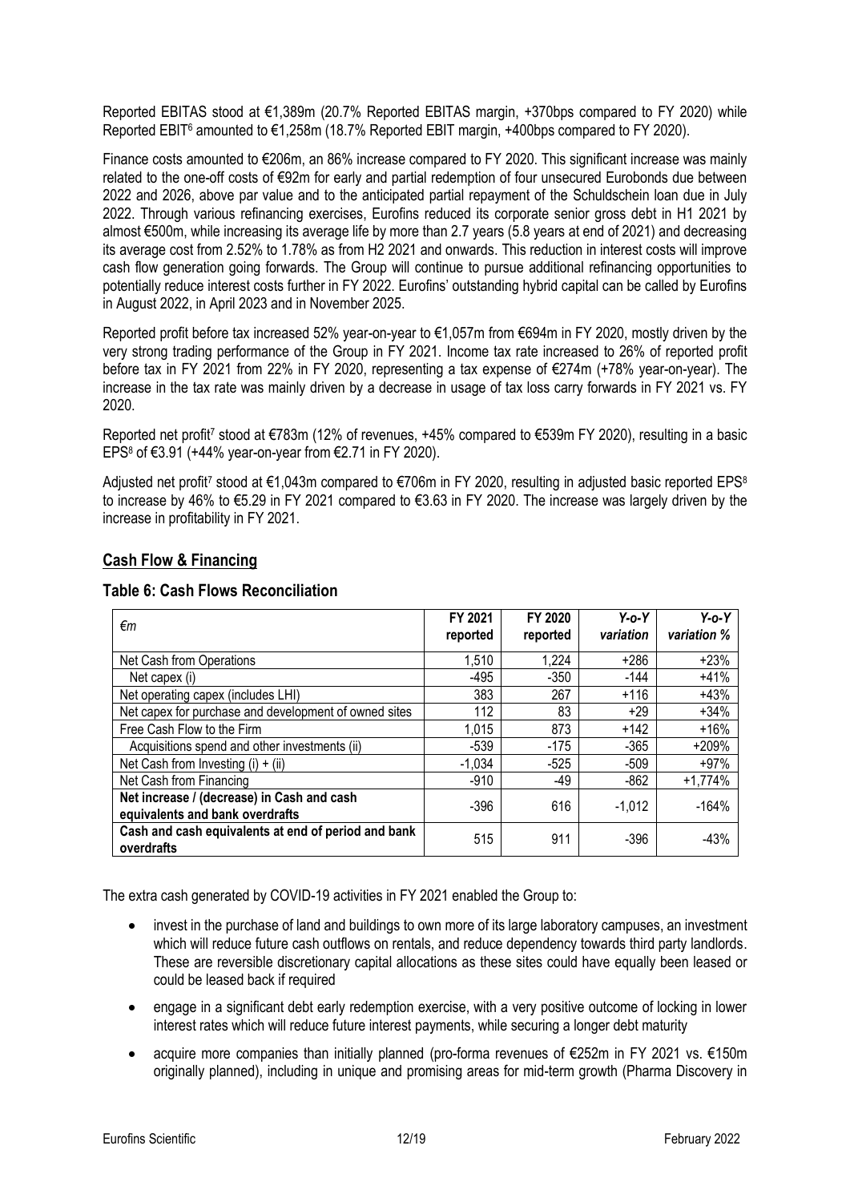Reported EBITAS stood at €1,389m (20.7% Reported EBITAS margin, +370bps compared to FY 2020) while Reported EBIT[6] amounted to €1,258m (18.7% Reported EBIT margin, +400bps compared to FY 2020).

Finance costs amounted to €206m, an 86% increase compared to FY 2020. This significant increase was mainly related to the one-off costs of €92m for early and partial redemption of four unsecured Eurobonds due between 2022 and 2026, above par value and to the anticipated partial repayment of the Schuldschein loan due in July 2022. Through various refinancing exercises, Eurofins reduced its corporate senior gross debt in H1 2021 by almost €500m, while increasing its average life by more than 2.7 years (5.8 years at end of 2021) and decreasing its average cost from 2.52% to 1.78% as from H2 2021 and onwards. This reduction in interest costs will improve cash flow generation going forwards. The Group will continue to pursue additional refinancing opportunities to potentially reduce interest costs further in FY 2022. Eurofins' outstanding hybrid capital can be called by Eurofins in August 2022, in April 2023 and in November 2025.

Reported profit before tax increased 52% year-on-year to €1,057m from €694m in FY 2020, mostly driven by the very strong trading performance of the Group in FY 2021. Income tax rate increased to 26% of reported profit before tax in FY 2021 from 22% in FY 2020, representing a tax expense of €274m (+78% year-on-year). The increase in the tax rate was mainly driven by a decrease in usage of tax loss carry forwards in FY 2021 vs. FY 2020.

Reported net profit[7] stood at €783m (12% of revenues, +45% compared to €539m FY 2020), resulting in a basic EPS[8] of €3.91 (+44% year-on-year from €2.71 in FY 2020).

Adjusted net profit[7] stood at €1,043m compared to €706m in FY 2020, resulting in adjusted basic reported EPS[8] to increase by 46% to €5.29 in FY 2021 compared to €3.63 in FY 2020. The increase was largely driven by the increase in profitability in FY 2021.

## Cash Flow & Financing

### Table 6: Cash Flows Reconciliation

| *€m* | FY 2021 reported | FY 2020 reported | *Y-o-Y variation* | *Y-o-Y variation %* |
|---|---|---|---|---|
| Net Cash from Operations | 1,510 | 1,224 | +286 | +23% |
| Net capex (i) | -495 | -350 | -144 | +41% |
| Net operating capex (includes LHI) | 383 | 267 | +116 | +43% |
| Net capex for purchase and development of owned sites | 112 | 83 | +29 | +34% |
| Free Cash Flow to the Firm | 1,015 | 873 | +142 | +16% |
| Acquisitions spend and other investments (ii) | -539 | -175 | -365 | +209% |
| Net Cash from Investing (i) + (ii) | -1,034 | -525 | -509 | +97% |
| Net Cash from Financing | -910 | -49 | -862 | +1,774% |
| **Net increase / (decrease) in Cash and cash equivalents and bank overdrafts** | -396 | 616 | -1,012 | -164% |
| **Cash and cash equivalents at end of period and bank overdrafts** | 515 | 911 | -396 | -43% |

The extra cash generated by COVID-19 activities in FY 2021 enabled the Group to:

- invest in the purchase of land and buildings to own more of its large laboratory campuses, an investment which will reduce future cash outflows on rentals, and reduce dependency towards third party landlords. These are reversible discretionary capital allocations as these sites could have equally been leased or could be leased back if required
- engage in a significant debt early redemption exercise, with a very positive outcome of locking in lower interest rates which will reduce future interest payments, while securing a longer debt maturity
- acquire more companies than initially planned (pro-forma revenues of €252m in FY 2021 vs. €150m originally planned), including in unique and promising areas for mid-term growth (Pharma Discovery in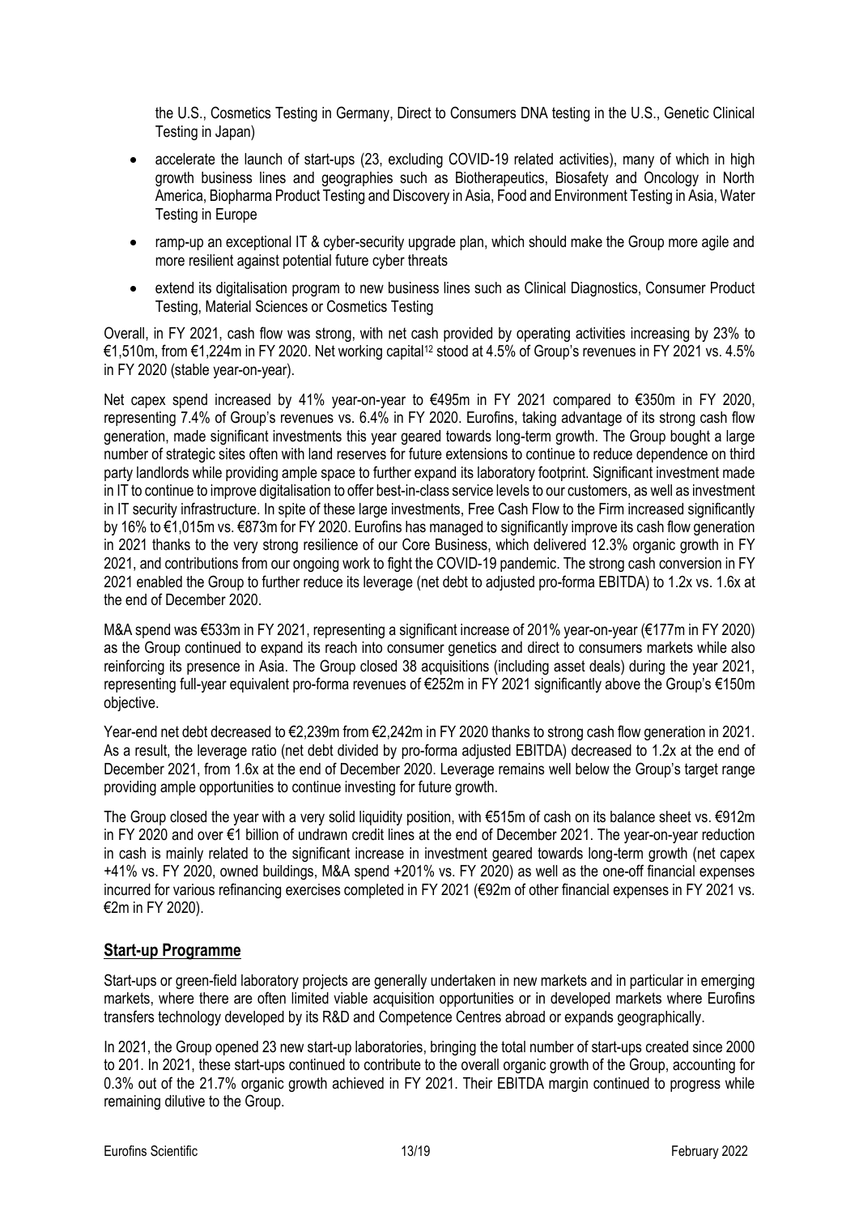the U.S., Cosmetics Testing in Germany, Direct to Consumers DNA testing in the U.S., Genetic Clinical Testing in Japan)

- accelerate the launch of start-ups (23, excluding COVID-19 related activities), many of which in high growth business lines and geographies such as Biotherapeutics, Biosafety and Oncology in North America, Biopharma Product Testing and Discovery in Asia, Food and Environment Testing in Asia, Water Testing in Europe
- ramp-up an exceptional IT & cyber-security upgrade plan, which should make the Group more agile and more resilient against potential future cyber threats
- extend its digitalisation program to new business lines such as Clinical Diagnostics, Consumer Product Testing, Material Sciences or Cosmetics Testing

Overall, in FY 2021, cash flow was strong, with net cash provided by operating activities increasing by 23% to €1,510m, from €1,224m in FY 2020. Net working capital[12] stood at 4.5% of Group's revenues in FY 2021 vs. 4.5% in FY 2020 (stable year-on-year).

Net capex spend increased by 41% year-on-year to €495m in FY 2021 compared to €350m in FY 2020, representing 7.4% of Group's revenues vs. 6.4% in FY 2020. Eurofins, taking advantage of its strong cash flow generation, made significant investments this year geared towards long-term growth. The Group bought a large number of strategic sites often with land reserves for future extensions to continue to reduce dependence on third party landlords while providing ample space to further expand its laboratory footprint. Significant investment made in IT to continue to improve digitalisation to offer best-in-class service levels to our customers, as well as investment in IT security infrastructure. In spite of these large investments, Free Cash Flow to the Firm increased significantly by 16% to €1,015m vs. €873m for FY 2020. Eurofins has managed to significantly improve its cash flow generation in 2021 thanks to the very strong resilience of our Core Business, which delivered 12.3% organic growth in FY 2021, and contributions from our ongoing work to fight the COVID-19 pandemic. The strong cash conversion in FY 2021 enabled the Group to further reduce its leverage (net debt to adjusted pro-forma EBITDA) to 1.2x vs. 1.6x at the end of December 2020.

M&A spend was €533m in FY 2021, representing a significant increase of 201% year-on-year (€177m in FY 2020) as the Group continued to expand its reach into consumer genetics and direct to consumers markets while also reinforcing its presence in Asia. The Group closed 38 acquisitions (including asset deals) during the year 2021, representing full-year equivalent pro-forma revenues of €252m in FY 2021 significantly above the Group's €150m objective.

Year-end net debt decreased to €2,239m from €2,242m in FY 2020 thanks to strong cash flow generation in 2021. As a result, the leverage ratio (net debt divided by pro-forma adjusted EBITDA) decreased to 1.2x at the end of December 2021, from 1.6x at the end of December 2020. Leverage remains well below the Group's target range providing ample opportunities to continue investing for future growth.

The Group closed the year with a very solid liquidity position, with €515m of cash on its balance sheet vs. €912m in FY 2020 and over €1 billion of undrawn credit lines at the end of December 2021. The year-on-year reduction in cash is mainly related to the significant increase in investment geared towards long-term growth (net capex +41% vs. FY 2020, owned buildings, M&A spend +201% vs. FY 2020) as well as the one-off financial expenses incurred for various refinancing exercises completed in FY 2021 (€92m of other financial expenses in FY 2021 vs. €2m in FY 2020).

## Start-up Programme

Start-ups or green-field laboratory projects are generally undertaken in new markets and in particular in emerging markets, where there are often limited viable acquisition opportunities or in developed markets where Eurofins transfers technology developed by its R&D and Competence Centres abroad or expands geographically.

In 2021, the Group opened 23 new start-up laboratories, bringing the total number of start-ups created since 2000 to 201. In 2021, these start-ups continued to contribute to the overall organic growth of the Group, accounting for 0.3% out of the 21.7% organic growth achieved in FY 2021. Their EBITDA margin continued to progress while remaining dilutive to the Group.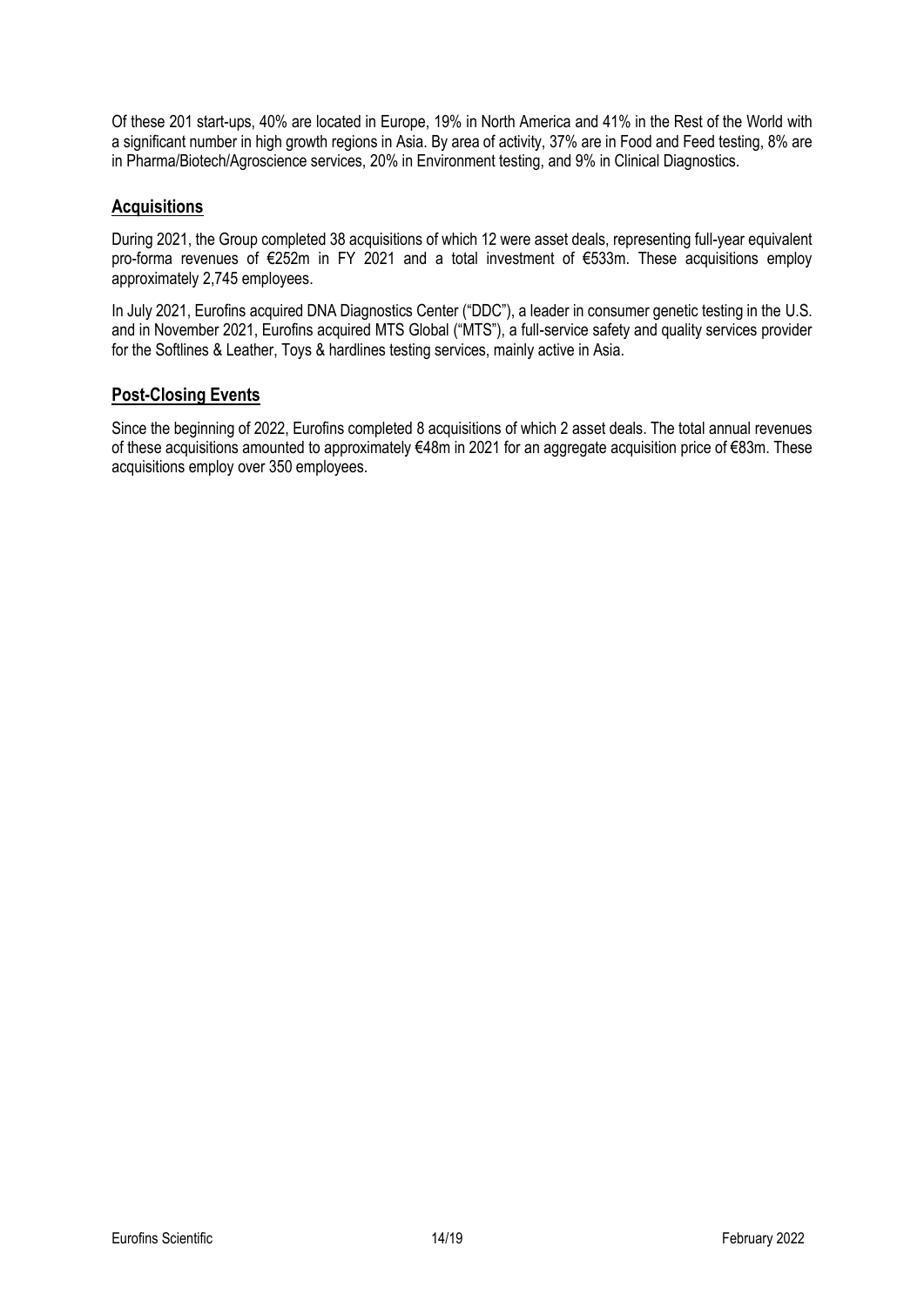Of these 201 start-ups, 40% are located in Europe, 19% in North America and 41% in the Rest of the World with a significant number in high growth regions in Asia. By area of activity, 37% are in Food and Feed testing, 8% are in Pharma/Biotech/Agroscience services, 20% in Environment testing, and 9% in Clinical Diagnostics.

## Acquisitions

During 2021, the Group completed 38 acquisitions of which 12 were asset deals, representing full-year equivalent pro-forma revenues of €252m in FY 2021 and a total investment of €533m. These acquisitions employ approximately 2,745 employees.

In July 2021, Eurofins acquired DNA Diagnostics Center ("DDC"), a leader in consumer genetic testing in the U.S. and in November 2021, Eurofins acquired MTS Global ("MTS"), a full-service safety and quality services provider for the Softlines & Leather, Toys & hardlines testing services, mainly active in Asia.

## Post-Closing Events

Since the beginning of 2022, Eurofins completed 8 acquisitions of which 2 asset deals. The total annual revenues of these acquisitions amounted to approximately €48m in 2021 for an aggregate acquisition price of €83m. These acquisitions employ over 350 employees.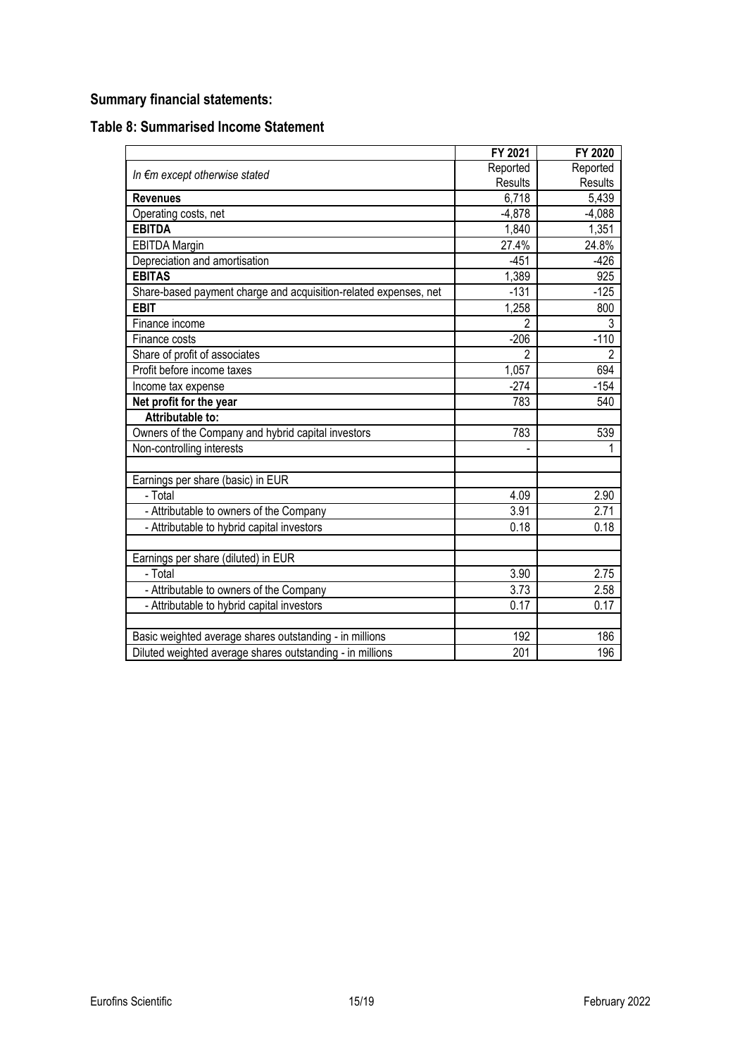## Summary financial statements:

### Table 8: Summarised Income Statement

| In €m except otherwise stated | FY 2021 Reported Results | FY 2020 Reported Results |
|---|---|---|
| **Revenues** | 6,718 | 5,439 |
| Operating costs, net | -4,878 | -4,088 |
| **EBITDA** | 1,840 | 1,351 |
| EBITDA Margin | 27.4% | 24.8% |
| Depreciation and amortisation | -451 | -426 |
| **EBITAS** | 1,389 | 925 |
| Share-based payment charge and acquisition-related expenses, net | -131 | -125 |
| **EBIT** | 1,258 | 800 |
| Finance income | 2 | 3 |
| Finance costs | -206 | -110 |
| Share of profit of associates | 2 | 2 |
| Profit before income taxes | 1,057 | 694 |
| Income tax expense | -274 | -154 |
| **Net profit for the year** | 783 | 540 |
| **Attributable to:** | | |
| Owners of the Company and hybrid capital investors | 783 | 539 |
| Non-controlling interests | - | 1 |
| | | |
| Earnings per share (basic) in EUR | | |
| - Total | 4.09 | 2.90 |
| - Attributable to owners of the Company | 3.91 | 2.71 |
| - Attributable to hybrid capital investors | 0.18 | 0.18 |
| | | |
| Earnings per share (diluted) in EUR | | |
| - Total | 3.90 | 2.75 |
| - Attributable to owners of the Company | 3.73 | 2.58 |
| - Attributable to hybrid capital investors | 0.17 | 0.17 |
| | | |
| Basic weighted average shares outstanding - in millions | 192 | 186 |
| Diluted weighted average shares outstanding - in millions | 201 | 196 |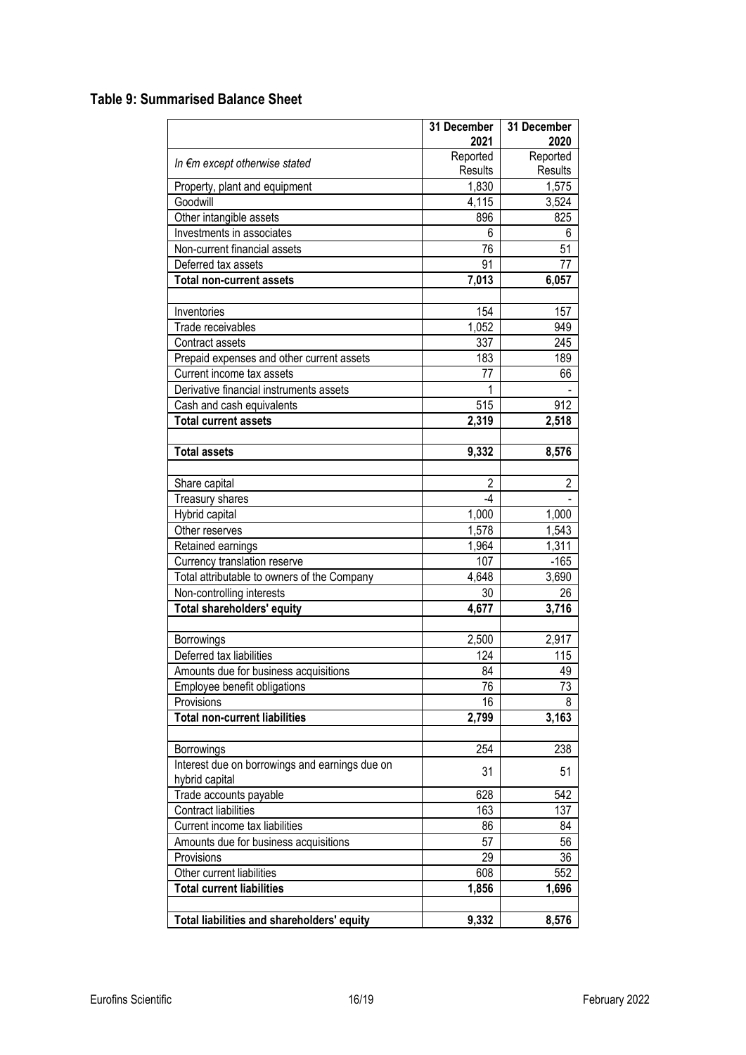## Table 9: Summarised Balance Sheet

| | 31 December 2021 | 31 December 2020 |
|---|---|---|
| *In €m except otherwise stated* | Reported Results | Reported Results |
| Property, plant and equipment | 1,830 | 1,575 |
| Goodwill | 4,115 | 3,524 |
| Other intangible assets | 896 | 825 |
| Investments in associates | 6 | 6 |
| Non-current financial assets | 76 | 51 |
| Deferred tax assets | 91 | 77 |
| **Total non-current assets** | **7,013** | **6,057** |
| | | |
| Inventories | 154 | 157 |
| Trade receivables | 1,052 | 949 |
| Contract assets | 337 | 245 |
| Prepaid expenses and other current assets | 183 | 189 |
| Current income tax assets | 77 | 66 |
| Derivative financial instruments assets | 1 | - |
| Cash and cash equivalents | 515 | 912 |
| **Total current assets** | **2,319** | **2,518** |
| | | |
| **Total assets** | **9,332** | **8,576** |
| | | |
| Share capital | 2 | 2 |
| Treasury shares | -4 | - |
| Hybrid capital | 1,000 | 1,000 |
| Other reserves | 1,578 | 1,543 |
| Retained earnings | 1,964 | 1,311 |
| Currency translation reserve | 107 | -165 |
| Total attributable to owners of the Company | 4,648 | 3,690 |
| Non-controlling interests | 30 | 26 |
| **Total shareholders' equity** | **4,677** | **3,716** |
| | | |
| Borrowings | 2,500 | 2,917 |
| Deferred tax liabilities | 124 | 115 |
| Amounts due for business acquisitions | 84 | 49 |
| Employee benefit obligations | 76 | 73 |
| Provisions | 16 | 8 |
| **Total non-current liabilities** | **2,799** | **3,163** |
| | | |
| Borrowings | 254 | 238 |
| Interest due on borrowings and earnings due on hybrid capital | 31 | 51 |
| Trade accounts payable | 628 | 542 |
| Contract liabilities | 163 | 137 |
| Current income tax liabilities | 86 | 84 |
| Amounts due for business acquisitions | 57 | 56 |
| Provisions | 29 | 36 |
| Other current liabilities | 608 | 552 |
| **Total current liabilities** | **1,856** | **1,696** |
| | | |
| **Total liabilities and shareholders' equity** | **9,332** | **8,576** |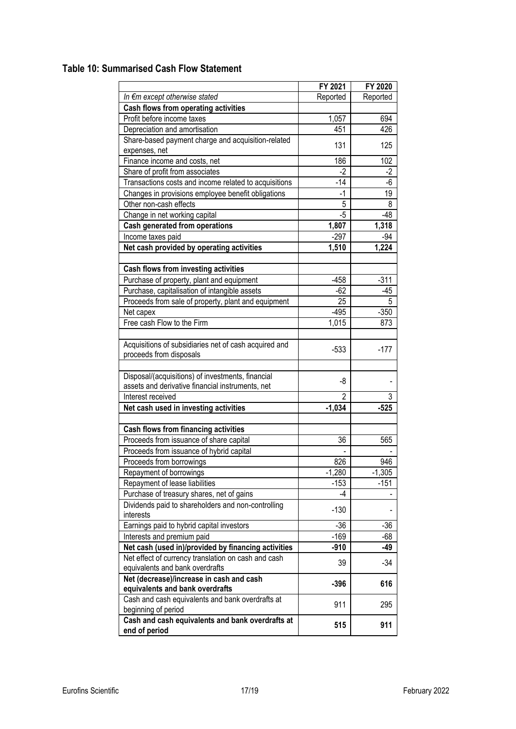## Table 10: Summarised Cash Flow Statement

| | FY 2021 | FY 2020 |
|---|---|---|
| *In €m except otherwise stated* | Reported | Reported |
| **Cash flows from operating activities** | | |
| Profit before income taxes | 1,057 | 694 |
| Depreciation and amortisation | 451 | 426 |
| Share-based payment charge and acquisition-related expenses, net | 131 | 125 |
| Finance income and costs, net | 186 | 102 |
| Share of profit from associates | -2 | -2 |
| Transactions costs and income related to acquisitions | -14 | -6 |
| Changes in provisions employee benefit obligations | -1 | 19 |
| Other non-cash effects | 5 | 8 |
| Change in net working capital | -5 | -48 |
| **Cash generated from operations** | **1,807** | **1,318** |
| Income taxes paid | -297 | -94 |
| **Net cash provided by operating activities** | **1,510** | **1,224** |
| | | |
| **Cash flows from investing activities** | | |
| Purchase of property, plant and equipment | -458 | -311 |
| Purchase, capitalisation of intangible assets | -62 | -45 |
| Proceeds from sale of property, plant and equipment | 25 | 5 |
| Net capex | -495 | -350 |
| Free cash Flow to the Firm | 1,015 | 873 |
| | | |
| Acquisitions of subsidiaries net of cash acquired and proceeds from disposals | -533 | -177 |
| | | |
| Disposal/(acquisitions) of investments, financial assets and derivative financial instruments, net | -8 | - |
| Interest received | 2 | 3 |
| **Net cash used in investing activities** | **-1,034** | **-525** |
| | | |
| **Cash flows from financing activities** | | |
| Proceeds from issuance of share capital | 36 | 565 |
| Proceeds from issuance of hybrid capital | - | - |
| Proceeds from borrowings | 826 | 946 |
| Repayment of borrowings | -1,280 | -1,305 |
| Repayment of lease liabilities | -153 | -151 |
| Purchase of treasury shares, net of gains | -4 | - |
| Dividends paid to shareholders and non-controlling interests | -130 | - |
| Earnings paid to hybrid capital investors | -36 | -36 |
| Interests and premium paid | -169 | -68 |
| **Net cash (used in)/provided by financing activities** | **-910** | **-49** |
| Net effect of currency translation on cash and cash equivalents and bank overdrafts | 39 | -34 |
| **Net (decrease)/increase in cash and cash equivalents and bank overdrafts** | **-396** | **616** |
| Cash and cash equivalents and bank overdrafts at beginning of period | 911 | 295 |
| **Cash and cash equivalents and bank overdrafts at end of period** | **515** | **911** |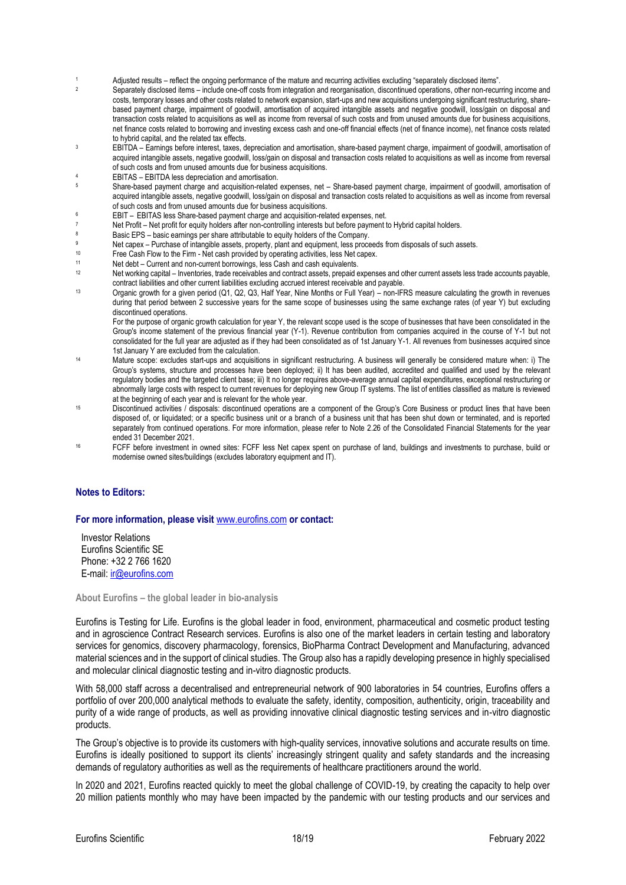[1] Adjusted results – reflect the ongoing performance of the mature and recurring activities excluding "separately disclosed items".

[2] Separately disclosed items – include one-off costs from integration and reorganisation, discontinued operations, other non-recurring income and costs, temporary losses and other costs related to network expansion, start-ups and new acquisitions undergoing significant restructuring, share-based payment charge, impairment of goodwill, amortisation of acquired intangible assets and negative goodwill, loss/gain on disposal and transaction costs related to acquisitions as well as income from reversal of such costs and from unused amounts due for business acquisitions, net finance costs related to borrowing and investing excess cash and one-off financial effects (net of finance income), net finance costs related to hybrid capital, and the related tax effects.

[3] EBITDA – Earnings before interest, taxes, depreciation and amortisation, share-based payment charge, impairment of goodwill, amortisation of acquired intangible assets, negative goodwill, loss/gain on disposal and transaction costs related to acquisitions as well as income from reversal of such costs and from unused amounts due for business acquisitions.

[4] EBITAS – EBITDA less depreciation and amortisation.

[5] Share-based payment charge and acquisition-related expenses, net – Share-based payment charge, impairment of goodwill, amortisation of acquired intangible assets, negative goodwill, loss/gain on disposal and transaction costs related to acquisitions as well as income from reversal of such costs and from unused amounts due for business acquisitions.

[6] EBIT – EBITAS less Share-based payment charge and acquisition-related expenses, net.

[7] Net Profit – Net profit for equity holders after non-controlling interests but before payment to Hybrid capital holders.

[8] Basic EPS – basic earnings per share attributable to equity holders of the Company.

[9] Net capex – Purchase of intangible assets, property, plant and equipment, less proceeds from disposals of such assets.

[10] Free Cash Flow to the Firm - Net cash provided by operating activities, less Net capex.

[11] Net debt – Current and non-current borrowings, less Cash and cash equivalents.

[12] Net working capital – Inventories, trade receivables and contract assets, prepaid expenses and other current assets less trade accounts payable, contract liabilities and other current liabilities excluding accrued interest receivable and payable.

[13] Organic growth for a given period (Q1, Q2, Q3, Half Year, Nine Months or Full Year) – non-IFRS measure calculating the growth in revenues during that period between 2 successive years for the same scope of businesses using the same exchange rates (of year Y) but excluding discontinued operations.

For the purpose of organic growth calculation for year Y, the relevant scope used is the scope of businesses that have been consolidated in the Group's income statement of the previous financial year (Y-1). Revenue contribution from companies acquired in the course of Y-1 but not consolidated for the full year are adjusted as if they had been consolidated as of 1st January Y-1. All revenues from businesses acquired since 1st January Y are excluded from the calculation.

[14] Mature scope: excludes start-ups and acquisitions in significant restructuring. A business will generally be considered mature when: i) The Group's systems, structure and processes have been deployed; ii) It has been audited, accredited and qualified and used by the relevant regulatory bodies and the targeted client base; iii) It no longer requires above-average annual capital expenditures, exceptional restructuring or abnormally large costs with respect to current revenues for deploying new Group IT systems. The list of entities classified as mature is reviewed at the beginning of each year and is relevant for the whole year.

[15] Discontinued activities / disposals: discontinued operations are a component of the Group's Core Business or product lines that have been disposed of, or liquidated; or a specific business unit or a branch of a business unit that has been shut down or terminated, and is reported separately from continued operations. For more information, please refer to Note 2.26 of the Consolidated Financial Statements for the year ended 31 December 2021.

[16] FCFF before investment in owned sites: FCFF less Net capex spent on purchase of land, buildings and investments to purchase, build or modernise owned sites/buildings (excludes laboratory equipment and IT).

**Notes to Editors:**

**For more information, please visit www.eurofins.com or contact:**

Investor Relations
Eurofins Scientific SE
Phone: +32 2 766 1620
E-mail: ir@eurofins.com

**About Eurofins – the global leader in bio-analysis**

Eurofins is Testing for Life. Eurofins is the global leader in food, environment, pharmaceutical and cosmetic product testing and in agroscience Contract Research services. Eurofins is also one of the market leaders in certain testing and laboratory services for genomics, discovery pharmacology, forensics, BioPharma Contract Development and Manufacturing, advanced material sciences and in the support of clinical studies. The Group also has a rapidly developing presence in highly specialised and molecular clinical diagnostic testing and in-vitro diagnostic products.

With 58,000 staff across a decentralised and entrepreneurial network of 900 laboratories in 54 countries, Eurofins offers a portfolio of over 200,000 analytical methods to evaluate the safety, identity, composition, authenticity, origin, traceability and purity of a wide range of products, as well as providing innovative clinical diagnostic testing services and in-vitro diagnostic products.

The Group's objective is to provide its customers with high-quality services, innovative solutions and accurate results on time. Eurofins is ideally positioned to support its clients' increasingly stringent quality and safety standards and the increasing demands of regulatory authorities as well as the requirements of healthcare practitioners around the world.

In 2020 and 2021, Eurofins reacted quickly to meet the global challenge of COVID-19, by creating the capacity to help over 20 million patients monthly who may have been impacted by the pandemic with our testing products and our services and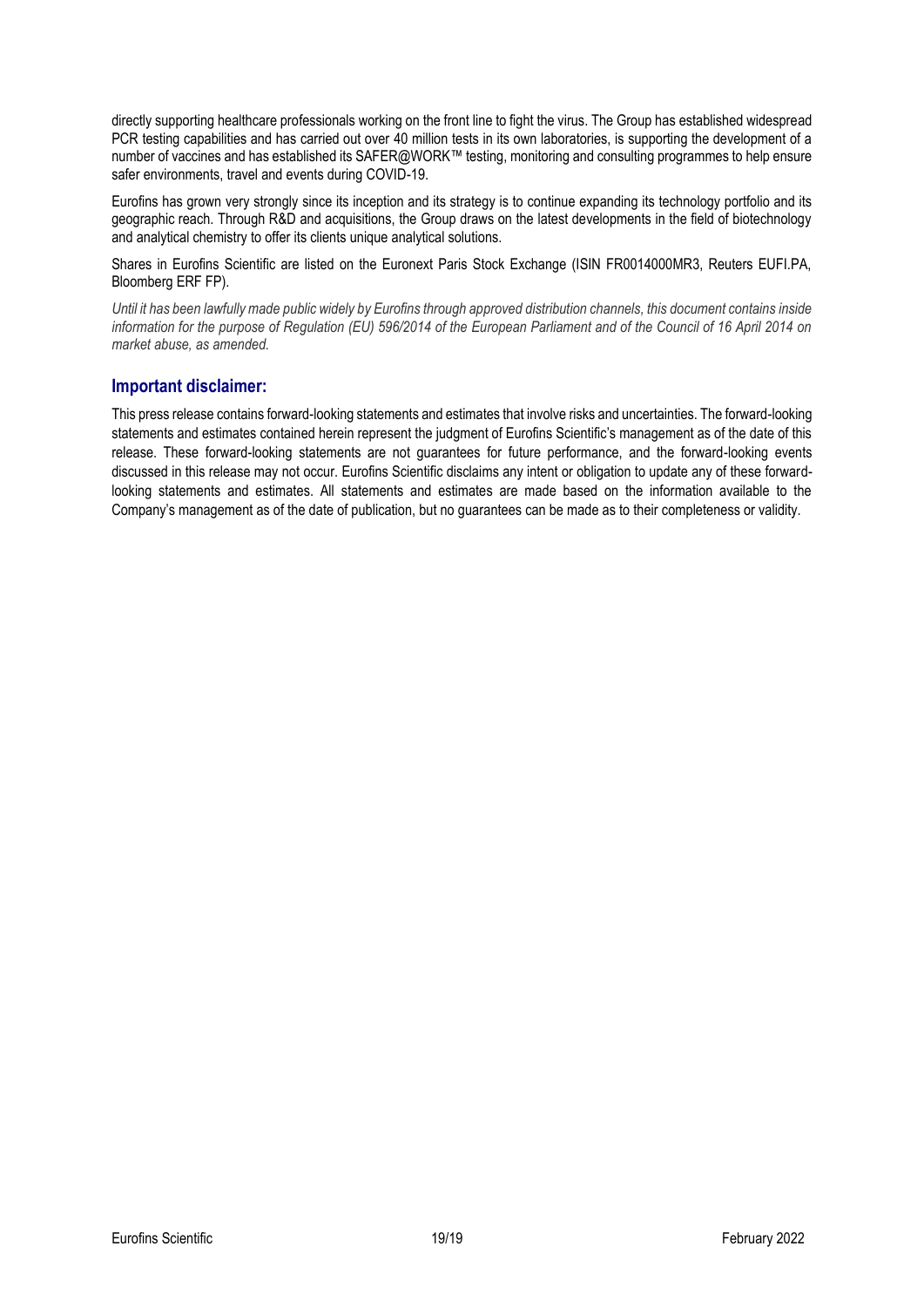directly supporting healthcare professionals working on the front line to fight the virus. The Group has established widespread PCR testing capabilities and has carried out over 40 million tests in its own laboratories, is supporting the development of a number of vaccines and has established its SAFER@WORK™ testing, monitoring and consulting programmes to help ensure safer environments, travel and events during COVID-19.

Eurofins has grown very strongly since its inception and its strategy is to continue expanding its technology portfolio and its geographic reach. Through R&D and acquisitions, the Group draws on the latest developments in the field of biotechnology and analytical chemistry to offer its clients unique analytical solutions.

Shares in Eurofins Scientific are listed on the Euronext Paris Stock Exchange (ISIN FR0014000MR3, Reuters EUFI.PA, Bloomberg ERF FP).

*Until it has been lawfully made public widely by Eurofins through approved distribution channels, this document contains inside information for the purpose of Regulation (EU) 596/2014 of the European Parliament and of the Council of 16 April 2014 on market abuse, as amended.*

## Important disclaimer:

This press release contains forward-looking statements and estimates that involve risks and uncertainties. The forward-looking statements and estimates contained herein represent the judgment of Eurofins Scientific's management as of the date of this release. These forward-looking statements are not guarantees for future performance, and the forward-looking events discussed in this release may not occur. Eurofins Scientific disclaims any intent or obligation to update any of these forward-looking statements and estimates. All statements and estimates are made based on the information available to the Company's management as of the date of publication, but no guarantees can be made as to their completeness or validity.